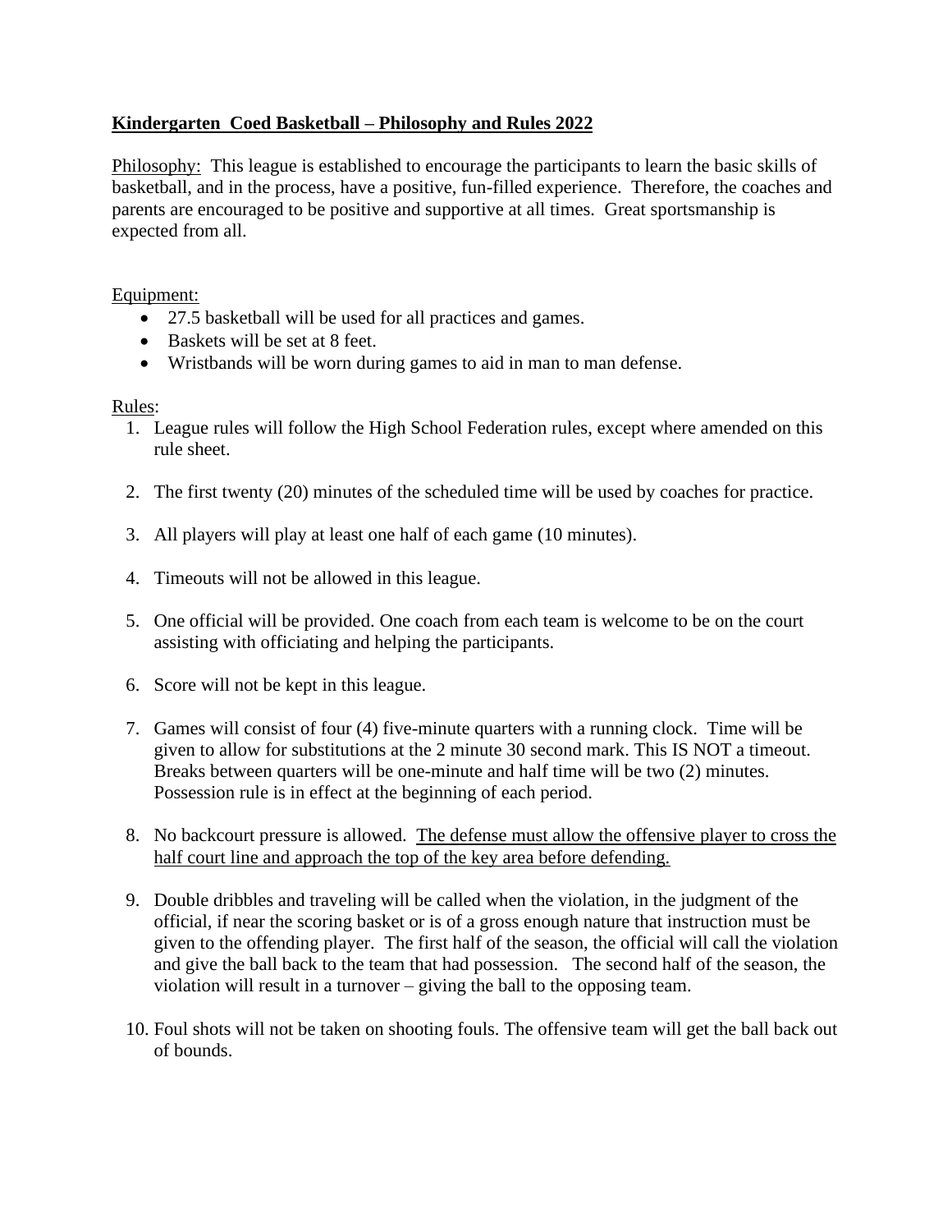**Kindergarten  Coed Basketball – Philosophy and Rules 2022**

Philosophy:  This league is established to encourage the participants to learn the basic skills of basketball, and in the process, have a positive, fun-filled experience.  Therefore, the coaches and parents are encouraged to be positive and supportive at all times.  Great sportsmanship is expected from all.

Equipment:

- 27.5 basketball will be used for all practices and games.
- Baskets will be set at 8 feet.
- Wristbands will be worn during games to aid in man to man defense.

Rules:

1. League rules will follow the High School Federation rules, except where amended on this rule sheet.

2. The first twenty (20) minutes of the scheduled time will be used by coaches for practice.

3. All players will play at least one half of each game (10 minutes).

4. Timeouts will not be allowed in this league.

5. One official will be provided. One coach from each team is welcome to be on the court assisting with officiating and helping the participants.

6. Score will not be kept in this league.

7. Games will consist of four (4) five-minute quarters with a running clock.  Time will be given to allow for substitutions at the 2 minute 30 second mark. This IS NOT a timeout. Breaks between quarters will be one-minute and half time will be two (2) minutes. Possession rule is in effect at the beginning of each period.

8. No backcourt pressure is allowed.  The defense must allow the offensive player to cross the half court line and approach the top of the key area before defending.

9. Double dribbles and traveling will be called when the violation, in the judgment of the official, if near the scoring basket or is of a gross enough nature that instruction must be given to the offending player.  The first half of the season, the official will call the violation and give the ball back to the team that had possession.   The second half of the season, the violation will result in a turnover – giving the ball to the opposing team.

10. Foul shots will not be taken on shooting fouls. The offensive team will get the ball back out of bounds.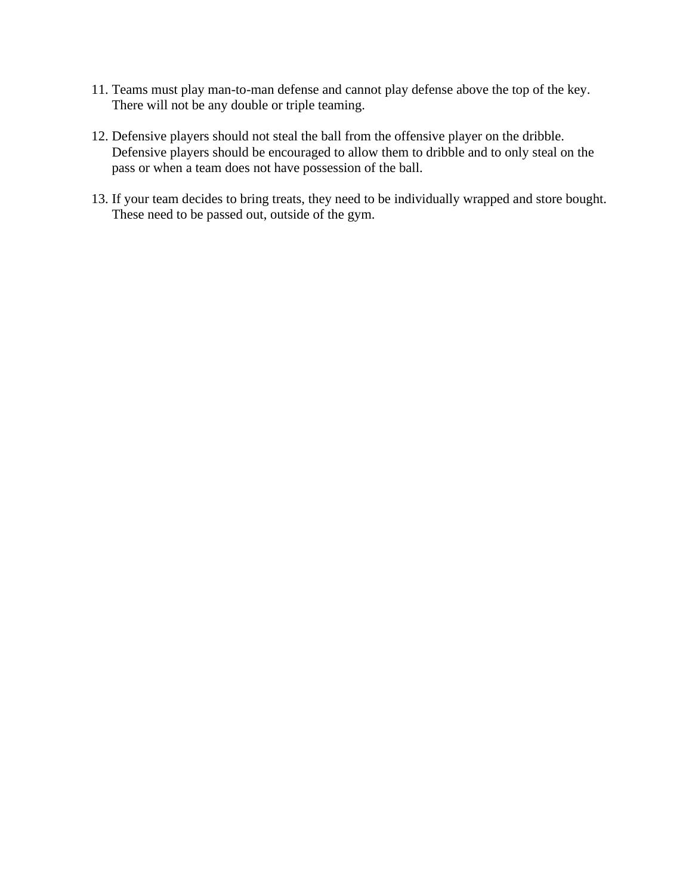11. Teams must play man-to-man defense and cannot play defense above the top of the key. There will not be any double or triple teaming.

12. Defensive players should not steal the ball from the offensive player on the dribble. Defensive players should be encouraged to allow them to dribble and to only steal on the pass or when a team does not have possession of the ball.

13. If your team decides to bring treats, they need to be individually wrapped and store bought. These need to be passed out, outside of the gym.